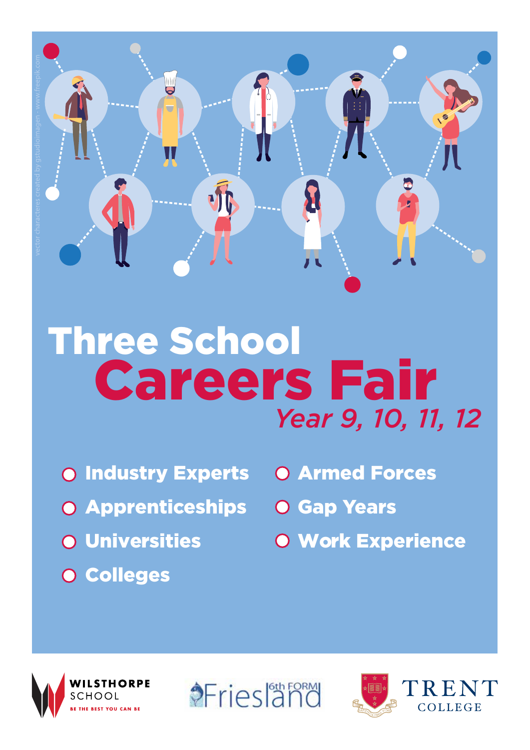vector characteres created by gstudioimagen - www.freepik.com

# Three School Careers Fair

*Year 9, 10, 11, 12*

- Industry Experts
- Apprenticeships
- Universities
- Colleges
- Armed Forces
- Gap Years
- Work Experience

WILSTHORPE SCHOOL
BE THE BEST YOU CAN BE

Friesland 6th FORM

TRENT COLLEGE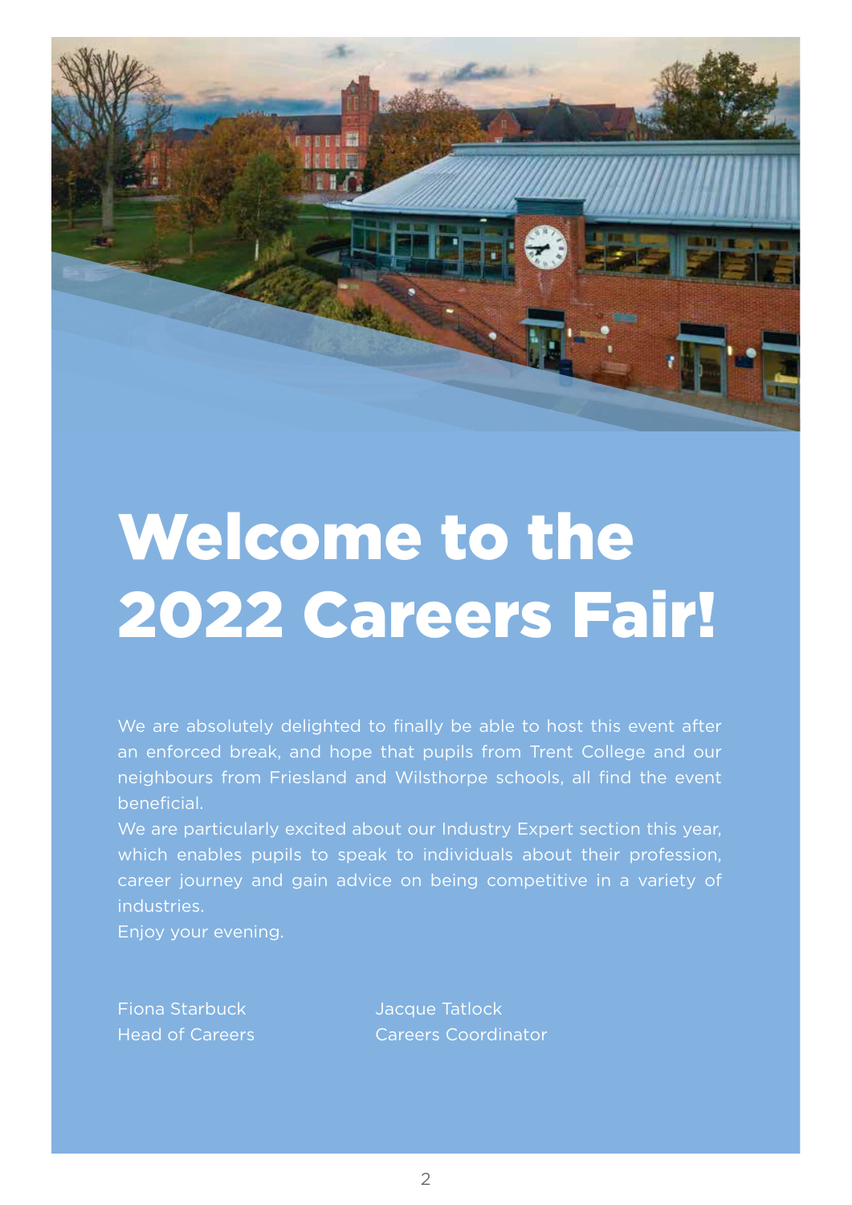# Welcome to the 2022 Careers Fair!

We are absolutely delighted to finally be able to host this event after an enforced break, and hope that pupils from Trent College and our neighbours from Friesland and Wilsthorpe schools, all find the event beneficial.

We are particularly excited about our Industry Expert section this year, which enables pupils to speak to individuals about their profession, career journey and gain advice on being competitive in a variety of industries.

Enjoy your evening.

Fiona Starbuck
Head of Careers

Jacque Tatlock
Careers Coordinator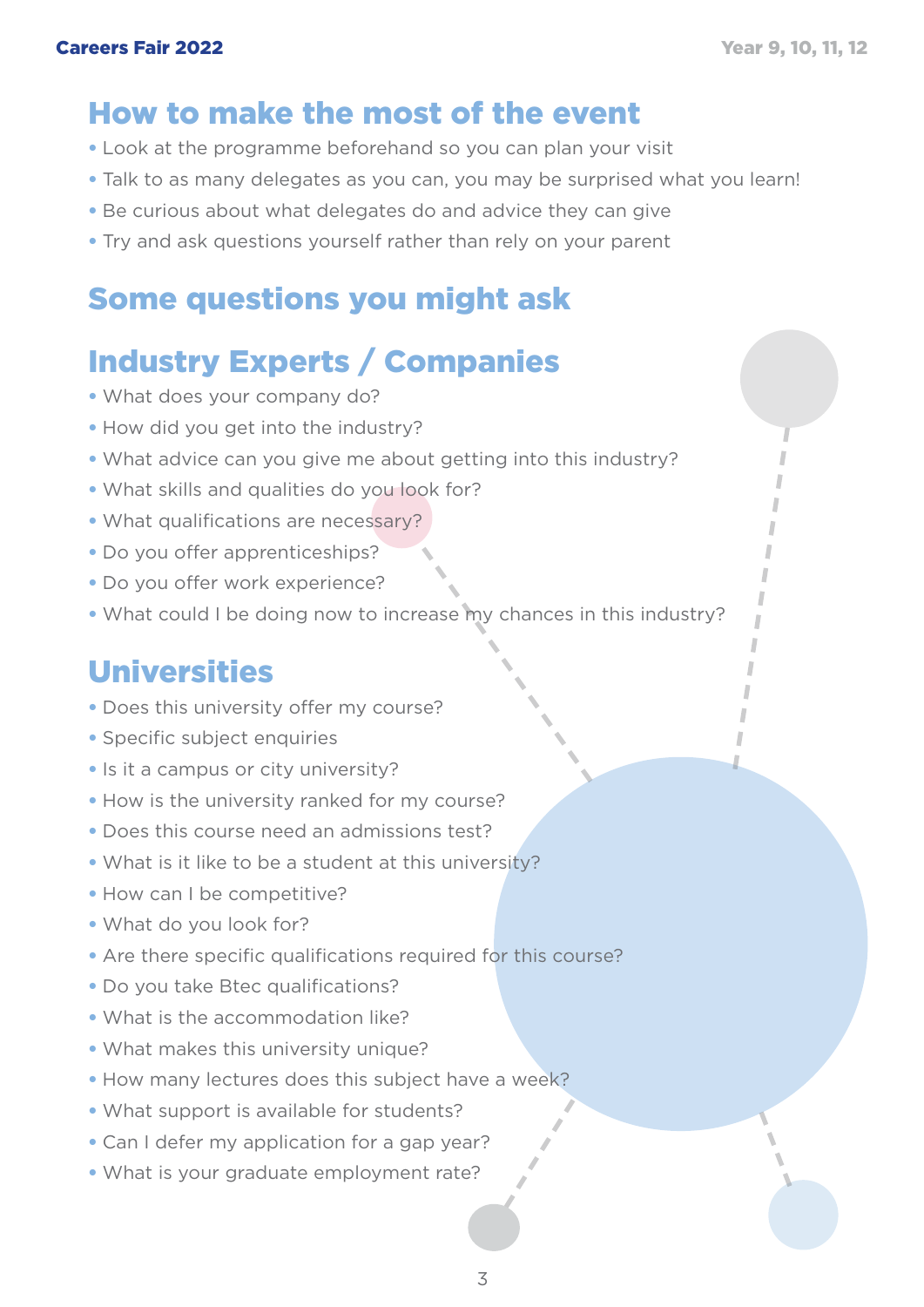## How to make the most of the event

- Look at the programme beforehand so you can plan your visit
- Talk to as many delegates as you can, you may be surprised what you learn!
- Be curious about what delegates do and advice they can give
- Try and ask questions yourself rather than rely on your parent

## Some questions you might ask

### Industry Experts / Companies

- What does your company do?
- How did you get into the industry?
- What advice can you give me about getting into this industry?
- What skills and qualities do you look for?
- What qualifications are necessary?
- Do you offer apprenticeships?
- Do you offer work experience?
- What could I be doing now to increase my chances in this industry?

### Universities

- Does this university offer my course?
- Specific subject enquiries
- Is it a campus or city university?
- How is the university ranked for my course?
- Does this course need an admissions test?
- What is it like to be a student at this university?
- How can I be competitive?
- What do you look for?
- Are there specific qualifications required for this course?
- Do you take Btec qualifications?
- What is the accommodation like?
- What makes this university unique?
- How many lectures does this subject have a week?
- What support is available for students?
- Can I defer my application for a gap year?
- What is your graduate employment rate?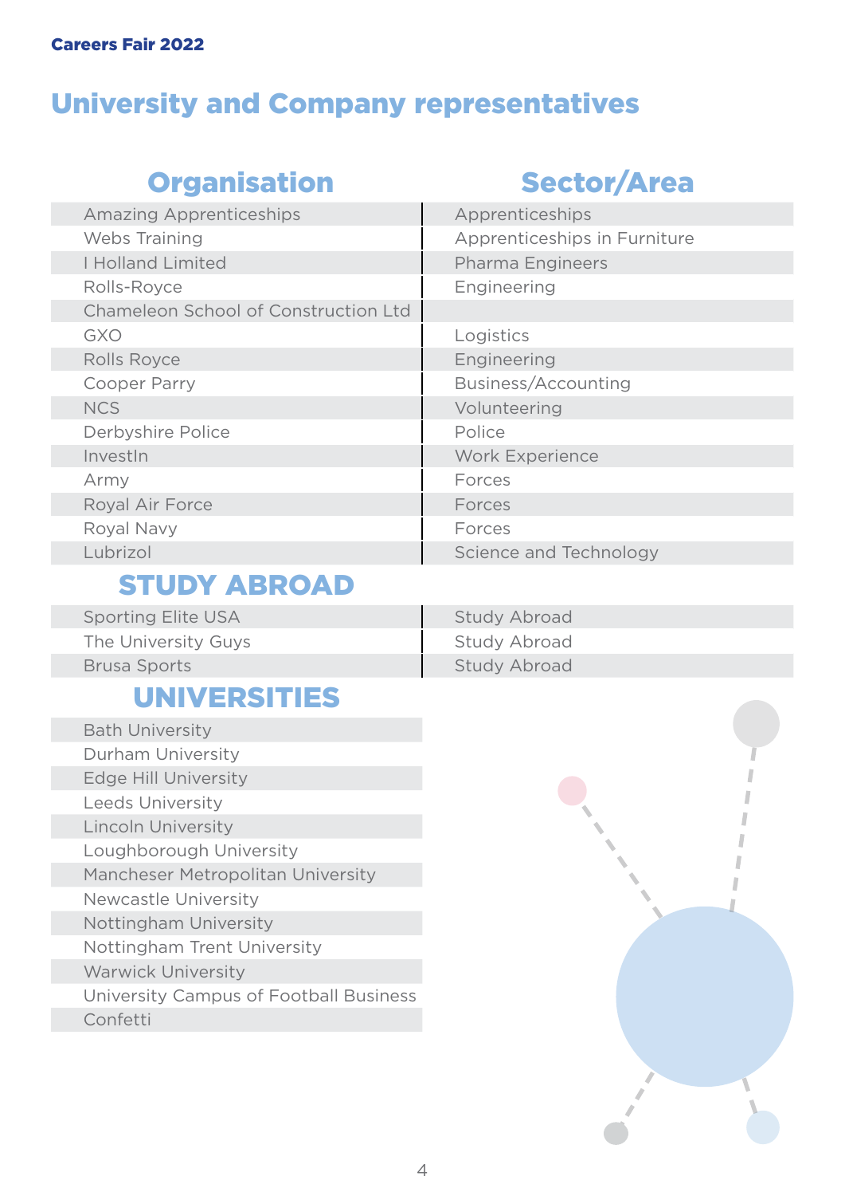# University and Company representatives

| Organisation | Sector/Area |
| --- | --- |
| Amazing Apprenticeships | Apprenticeships |
| Webs Training | Apprenticeships in Furniture |
| I Holland Limited | Pharma Engineers |
| Rolls-Royce | Engineering |
| Chameleon School of Construction Ltd | |
| GXO | Logistics |
| Rolls Royce | Engineering |
| Cooper Parry | Business/Accounting |
| NCS | Volunteering |
| Derbyshire Police | Police |
| InvestIn | Work Experience |
| Army | Forces |
| Royal Air Force | Forces |
| Royal Navy | Forces |
| Lubrizol | Science and Technology |

## STUDY ABROAD

| | |
| --- | --- |
| Sporting Elite USA | Study Abroad |
| The University Guys | Study Abroad |
| Brusa Sports | Study Abroad |

## UNIVERSITIES

| |
| --- |
| Bath University |
| Durham University |
| Edge Hill University |
| Leeds University |
| Lincoln University |
| Loughborough University |
| Manchester Metropolitan University |
| Newcastle University |
| Nottingham University |
| Nottingham Trent University |
| Warwick University |
| University Campus of Football Business |
| Confetti |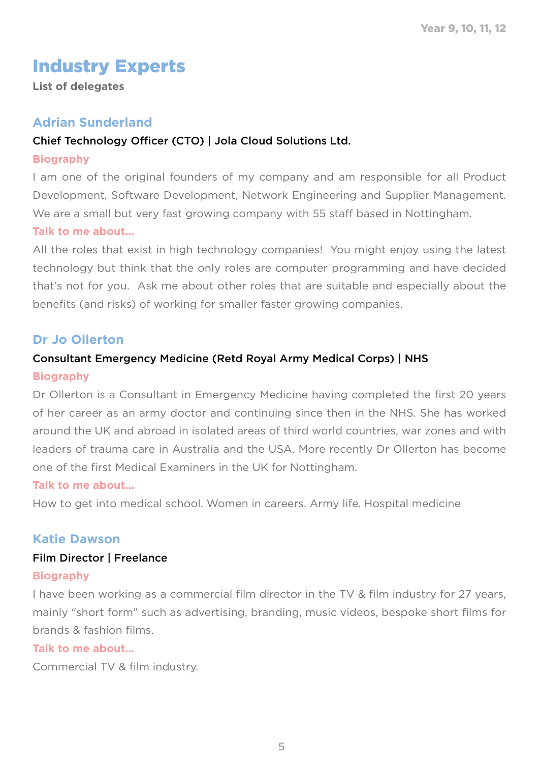# Industry Experts

**List of delegates**

## Adrian Sunderland

**Chief Technology Officer (CTO) | Jola Cloud Solutions Ltd.**

**Biography**

I am one of the original founders of my company and am responsible for all Product Development, Software Development, Network Engineering and Supplier Management. We are a small but very fast growing company with 55 staff based in Nottingham.

**Talk to me about...**

All the roles that exist in high technology companies! You might enjoy using the latest technology but think that the only roles are computer programming and have decided that's not for you. Ask me about other roles that are suitable and especially about the benefits (and risks) of working for smaller faster growing companies.

## Dr Jo Ollerton

**Consultant Emergency Medicine (Retd Royal Army Medical Corps) | NHS**

**Biography**

Dr Ollerton is a Consultant in Emergency Medicine having completed the first 20 years of her career as an army doctor and continuing since then in the NHS. She has worked around the UK and abroad in isolated areas of third world countries, war zones and with leaders of trauma care in Australia and the USA. More recently Dr Ollerton has become one of the first Medical Examiners in the UK for Nottingham.

**Talk to me about...**

How to get into medical school. Women in careers. Army life. Hospital medicine

## Katie Dawson

**Film Director | Freelance**

**Biography**

I have been working as a commercial film director in the TV & film industry for 27 years, mainly "short form" such as advertising, branding, music videos, bespoke short films for brands & fashion films.

**Talk to me about...**

Commercial TV & film industry.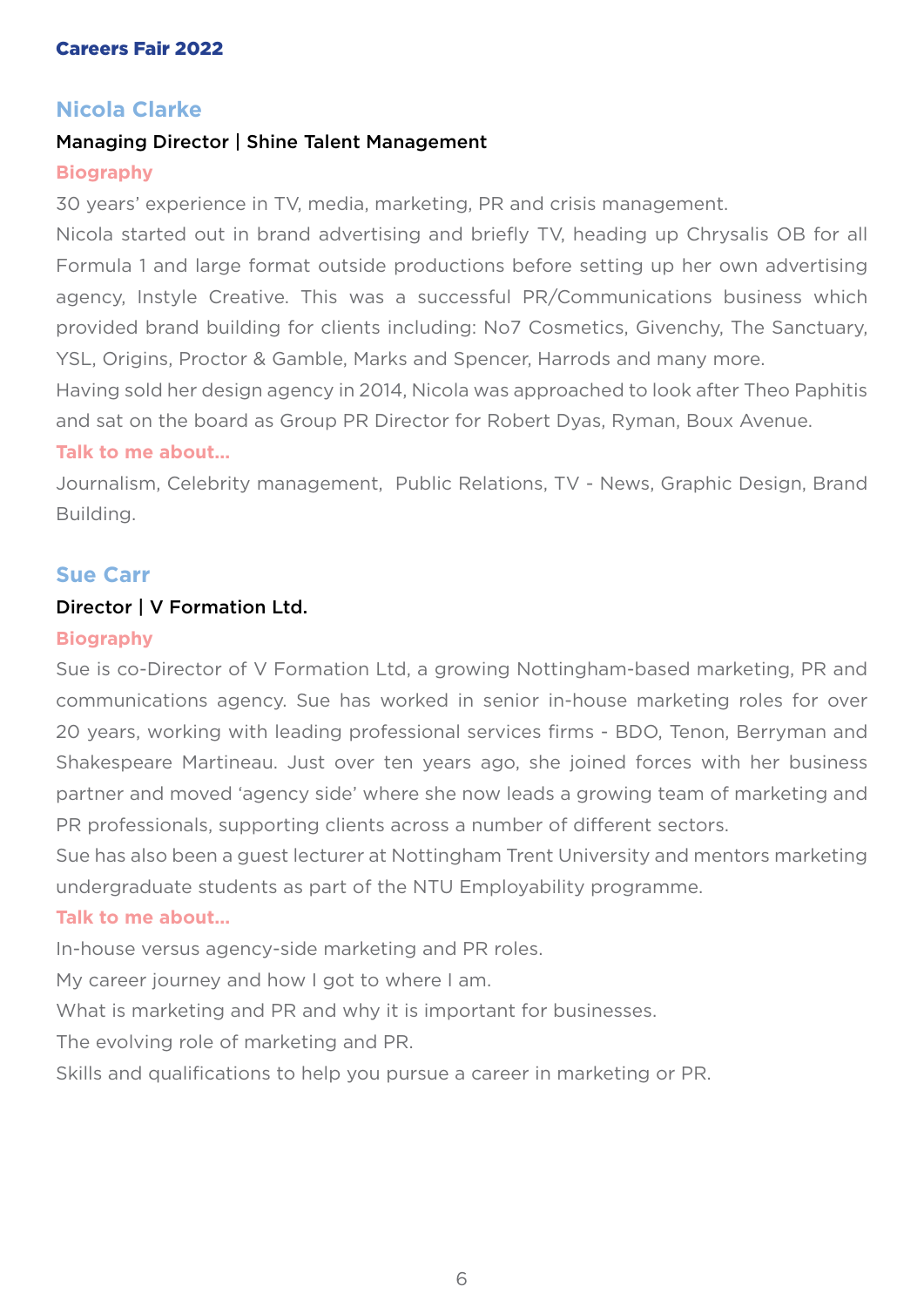## Nicola Clarke

**Managing Director | Shine Talent Management**

### Biography

30 years' experience in TV, media, marketing, PR and crisis management.

Nicola started out in brand advertising and briefly TV, heading up Chrysalis OB for all Formula 1 and large format outside productions before setting up her own advertising agency, Instyle Creative. This was a successful PR/Communications business which provided brand building for clients including: No7 Cosmetics, Givenchy, The Sanctuary, YSL, Origins, Proctor & Gamble, Marks and Spencer, Harrods and many more.

Having sold her design agency in 2014, Nicola was approached to look after Theo Paphitis and sat on the board as Group PR Director for Robert Dyas, Ryman, Boux Avenue.

### Talk to me about...

Journalism, Celebrity management, Public Relations, TV - News, Graphic Design, Brand Building.

## Sue Carr

**Director | V Formation Ltd.**

### Biography

Sue is co-Director of V Formation Ltd, a growing Nottingham-based marketing, PR and communications agency. Sue has worked in senior in-house marketing roles for over 20 years, working with leading professional services firms - BDO, Tenon, Berryman and Shakespeare Martineau. Just over ten years ago, she joined forces with her business partner and moved 'agency side' where she now leads a growing team of marketing and PR professionals, supporting clients across a number of different sectors.

Sue has also been a guest lecturer at Nottingham Trent University and mentors marketing undergraduate students as part of the NTU Employability programme.

### Talk to me about...

In-house versus agency-side marketing and PR roles.

My career journey and how I got to where I am.

What is marketing and PR and why it is important for businesses.

The evolving role of marketing and PR.

Skills and qualifications to help you pursue a career in marketing or PR.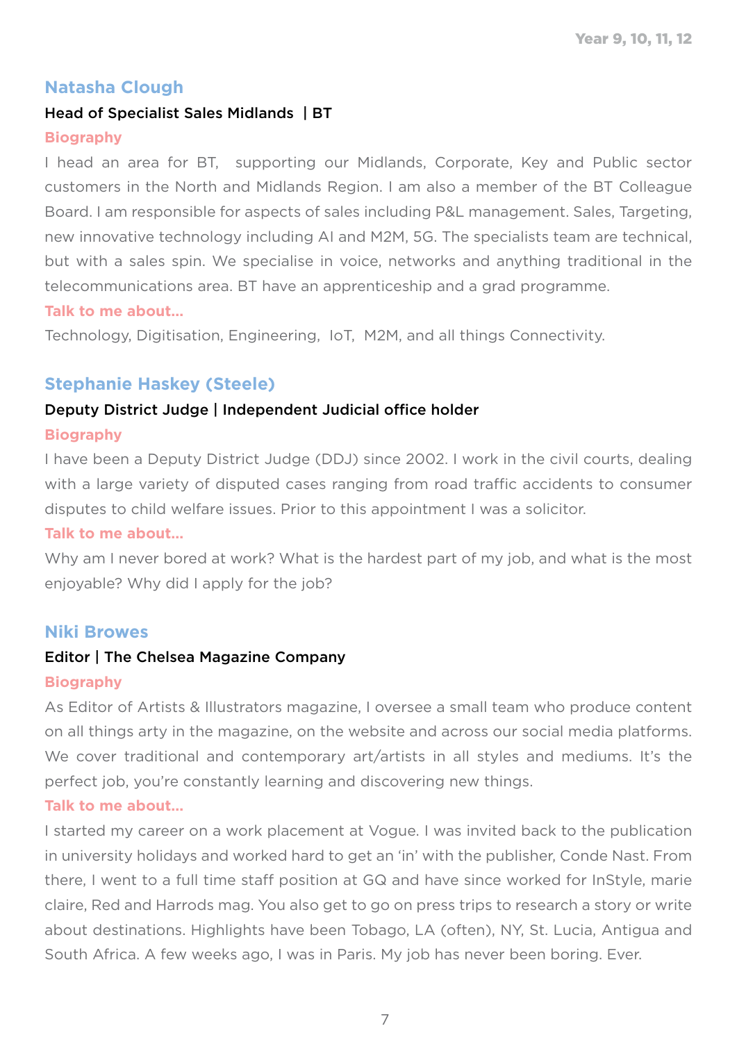## Natasha Clough

**Head of Specialist Sales Midlands | BT**

### Biography

I head an area for BT, supporting our Midlands, Corporate, Key and Public sector customers in the North and Midlands Region. I am also a member of the BT Colleague Board. I am responsible for aspects of sales including P&L management. Sales, Targeting, new innovative technology including AI and M2M, 5G. The specialists team are technical, but with a sales spin. We specialise in voice, networks and anything traditional in the telecommunications area. BT have an apprenticeship and a grad programme.

### Talk to me about...

Technology, Digitisation, Engineering, IoT, M2M, and all things Connectivity.

## Stephanie Haskey (Steele)

**Deputy District Judge | Independent Judicial office holder**

### Biography

I have been a Deputy District Judge (DDJ) since 2002. I work in the civil courts, dealing with a large variety of disputed cases ranging from road traffic accidents to consumer disputes to child welfare issues. Prior to this appointment I was a solicitor.

### Talk to me about...

Why am I never bored at work? What is the hardest part of my job, and what is the most enjoyable? Why did I apply for the job?

## Niki Browes

**Editor | The Chelsea Magazine Company**

### Biography

As Editor of Artists & Illustrators magazine, I oversee a small team who produce content on all things arty in the magazine, on the website and across our social media platforms. We cover traditional and contemporary art/artists in all styles and mediums. It's the perfect job, you're constantly learning and discovering new things.

### Talk to me about...

I started my career on a work placement at Vogue. I was invited back to the publication in university holidays and worked hard to get an 'in' with the publisher, Conde Nast. From there, I went to a full time staff position at GQ and have since worked for InStyle, marie claire, Red and Harrods mag. You also get to go on press trips to research a story or write about destinations. Highlights have been Tobago, LA (often), NY, St. Lucia, Antigua and South Africa. A few weeks ago, I was in Paris. My job has never been boring. Ever.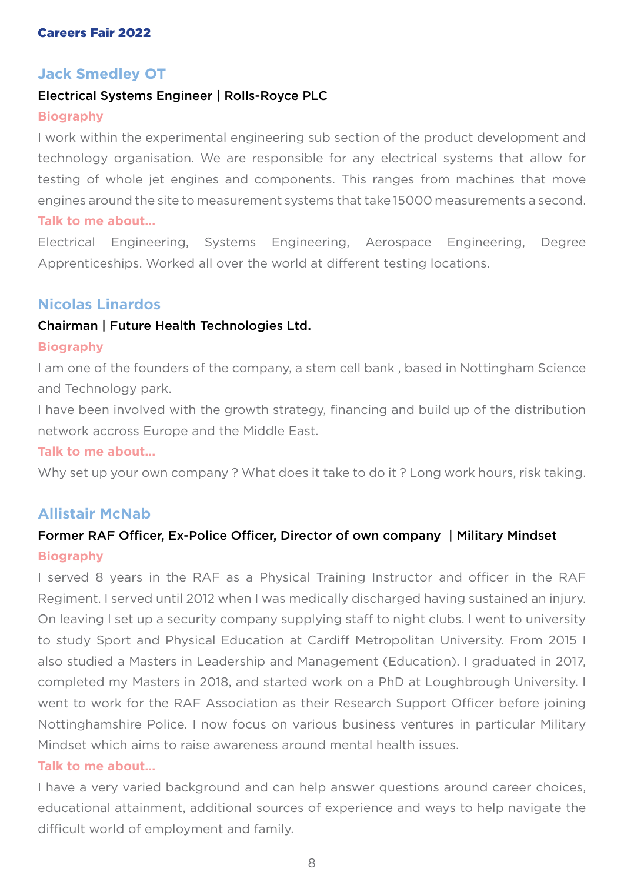## Jack Smedley OT

**Electrical Systems Engineer | Rolls-Royce PLC**

### Biography

I work within the experimental engineering sub section of the product development and technology organisation. We are responsible for any electrical systems that allow for testing of whole jet engines and components. This ranges from machines that move engines around the site to measurement systems that take 15000 measurements a second.

### Talk to me about...

Electrical Engineering, Systems Engineering, Aerospace Engineering, Degree Apprenticeships. Worked all over the world at different testing locations.

## Nicolas Linardos

**Chairman | Future Health Technologies Ltd.**

### Biography

I am one of the founders of the company, a stem cell bank , based in Nottingham Science and Technology park.

I have been involved with the growth strategy, financing and build up of the distribution network accross Europe and the Middle East.

### Talk to me about...

Why set up your own company ? What does it take to do it ? Long work hours, risk taking.

## Allistair McNab

**Former RAF Officer, Ex-Police Officer, Director of own company | Military Mindset**

### Biography

I served 8 years in the RAF as a Physical Training Instructor and officer in the RAF Regiment. I served until 2012 when I was medically discharged having sustained an injury. On leaving I set up a security company supplying staff to night clubs. I went to university to study Sport and Physical Education at Cardiff Metropolitan University. From 2015 I also studied a Masters in Leadership and Management (Education). I graduated in 2017, completed my Masters in 2018, and started work on a PhD at Loughbrough University. I went to work for the RAF Association as their Research Support Officer before joining Nottinghamshire Police. I now focus on various business ventures in particular Military Mindset which aims to raise awareness around mental health issues.

### Talk to me about...

I have a very varied background and can help answer questions around career choices, educational attainment, additional sources of experience and ways to help navigate the difficult world of employment and family.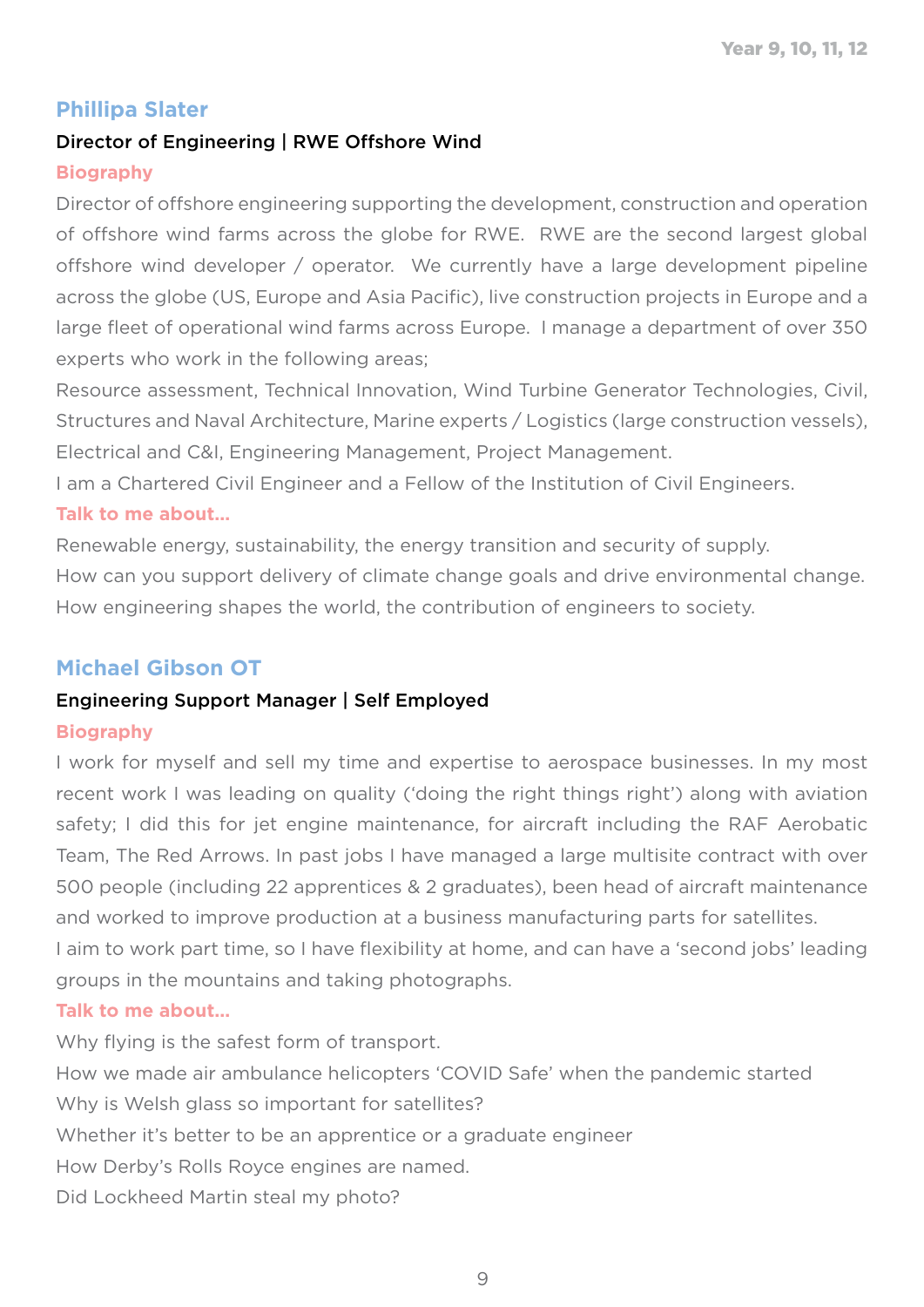## Phillipa Slater

**Director of Engineering | RWE Offshore Wind**

### Biography

Director of offshore engineering supporting the development, construction and operation of offshore wind farms across the globe for RWE. RWE are the second largest global offshore wind developer / operator. We currently have a large development pipeline across the globe (US, Europe and Asia Pacific), live construction projects in Europe and a large fleet of operational wind farms across Europe. I manage a department of over 350 experts who work in the following areas;

Resource assessment, Technical Innovation, Wind Turbine Generator Technologies, Civil, Structures and Naval Architecture, Marine experts / Logistics (large construction vessels), Electrical and C&I, Engineering Management, Project Management.

I am a Chartered Civil Engineer and a Fellow of the Institution of Civil Engineers.

### Talk to me about...

Renewable energy, sustainability, the energy transition and security of supply.

How can you support delivery of climate change goals and drive environmental change.

How engineering shapes the world, the contribution of engineers to society.

## Michael Gibson OT

**Engineering Support Manager | Self Employed**

### Biography

I work for myself and sell my time and expertise to aerospace businesses. In my most recent work I was leading on quality ('doing the right things right') along with aviation safety; I did this for jet engine maintenance, for aircraft including the RAF Aerobatic Team, The Red Arrows. In past jobs I have managed a large multisite contract with over 500 people (including 22 apprentices & 2 graduates), been head of aircraft maintenance and worked to improve production at a business manufacturing parts for satellites.

I aim to work part time, so I have flexibility at home, and can have a 'second jobs' leading groups in the mountains and taking photographs.

### Talk to me about...

Why flying is the safest form of transport.

How we made air ambulance helicopters 'COVID Safe' when the pandemic started

Why is Welsh glass so important for satellites?

Whether it's better to be an apprentice or a graduate engineer

How Derby's Rolls Royce engines are named.

Did Lockheed Martin steal my photo?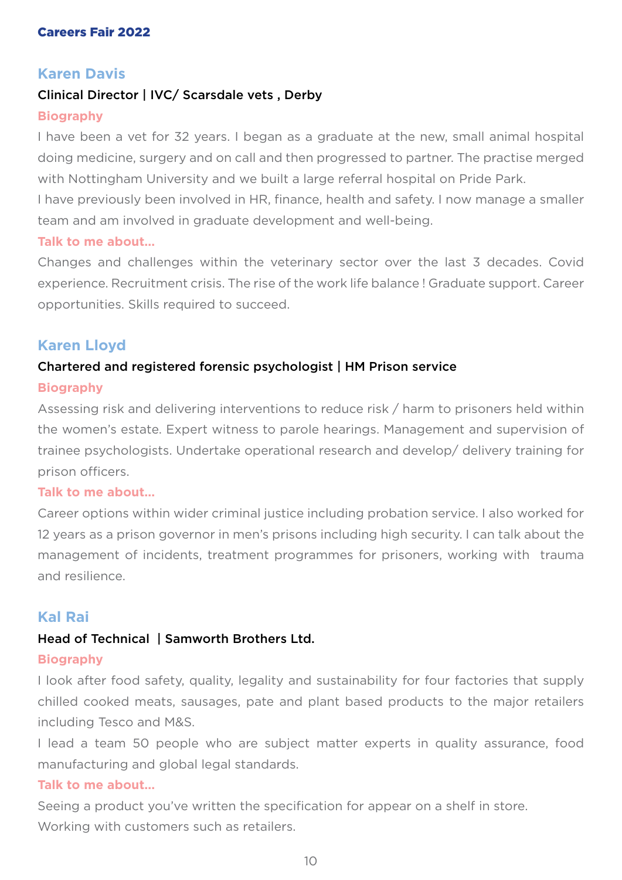## Karen Davis

**Clinical Director | IVC/ Scarsdale vets , Derby**

### Biography

I have been a vet for 32 years. I began as a graduate at the new, small animal hospital doing medicine, surgery and on call and then progressed to partner. The practise merged with Nottingham University and we built a large referral hospital on Pride Park.

I have previously been involved in HR, finance, health and safety. I now manage a smaller team and am involved in graduate development and well-being.

### Talk to me about...

Changes and challenges within the veterinary sector over the last 3 decades. Covid experience. Recruitment crisis. The rise of the work life balance ! Graduate support. Career opportunities. Skills required to succeed.

## Karen Lloyd

**Chartered and registered forensic psychologist | HM Prison service**

### Biography

Assessing risk and delivering interventions to reduce risk / harm to prisoners held within the women's estate. Expert witness to parole hearings. Management and supervision of trainee psychologists. Undertake operational research and develop/ delivery training for prison officers.

### Talk to me about...

Career options within wider criminal justice including probation service. I also worked for 12 years as a prison governor in men's prisons including high security. I can talk about the management of incidents, treatment programmes for prisoners, working with trauma and resilience.

## Kal Rai

**Head of Technical | Samworth Brothers Ltd.**

### Biography

I look after food safety, quality, legality and sustainability for four factories that supply chilled cooked meats, sausages, pate and plant based products to the major retailers including Tesco and M&S.

I lead a team 50 people who are subject matter experts in quality assurance, food manufacturing and global legal standards.

### Talk to me about...

Seeing a product you've written the specification for appear on a shelf in store.
Working with customers such as retailers.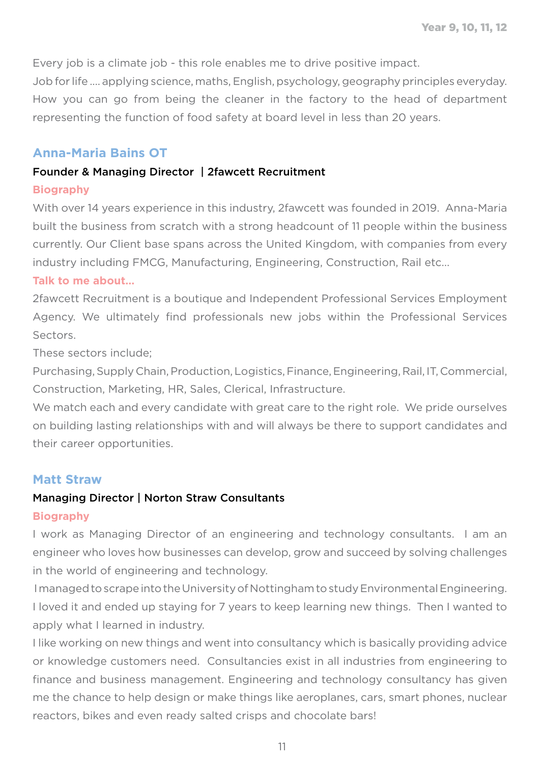Every job is a climate job - this role enables me to drive positive impact.
Job for life .... applying science, maths, English, psychology, geography principles everyday. How you can go from being the cleaner in the factory to the head of department representing the function of food safety at board level in less than 20 years.

## Anna-Maria Bains OT

**Founder & Managing Director | 2fawcett Recruitment**

### Biography

With over 14 years experience in this industry, 2fawcett was founded in 2019. Anna-Maria built the business from scratch with a strong headcount of 11 people within the business currently. Our Client base spans across the United Kingdom, with companies from every industry including FMCG, Manufacturing, Engineering, Construction, Rail etc...

### Talk to me about...

2fawcett Recruitment is a boutique and Independent Professional Services Employment Agency. We ultimately find professionals new jobs within the Professional Services Sectors.
These sectors include;
Purchasing, Supply Chain, Production, Logistics, Finance, Engineering, Rail, IT, Commercial, Construction, Marketing, HR, Sales, Clerical, Infrastructure.
We match each and every candidate with great care to the right role. We pride ourselves on building lasting relationships with and will always be there to support candidates and their career opportunities.

## Matt Straw

**Managing Director | Norton Straw Consultants**

### Biography

I work as Managing Director of an engineering and technology consultants. I am an engineer who loves how businesses can develop, grow and succeed by solving challenges in the world of engineering and technology.
I managed to scrape into the University of Nottingham to study Environmental Engineering. I loved it and ended up staying for 7 years to keep learning new things. Then I wanted to apply what I learned in industry.
I like working on new things and went into consultancy which is basically providing advice or knowledge customers need. Consultancies exist in all industries from engineering to finance and business management. Engineering and technology consultancy has given me the chance to help design or make things like aeroplanes, cars, smart phones, nuclear reactors, bikes and even ready salted crisps and chocolate bars!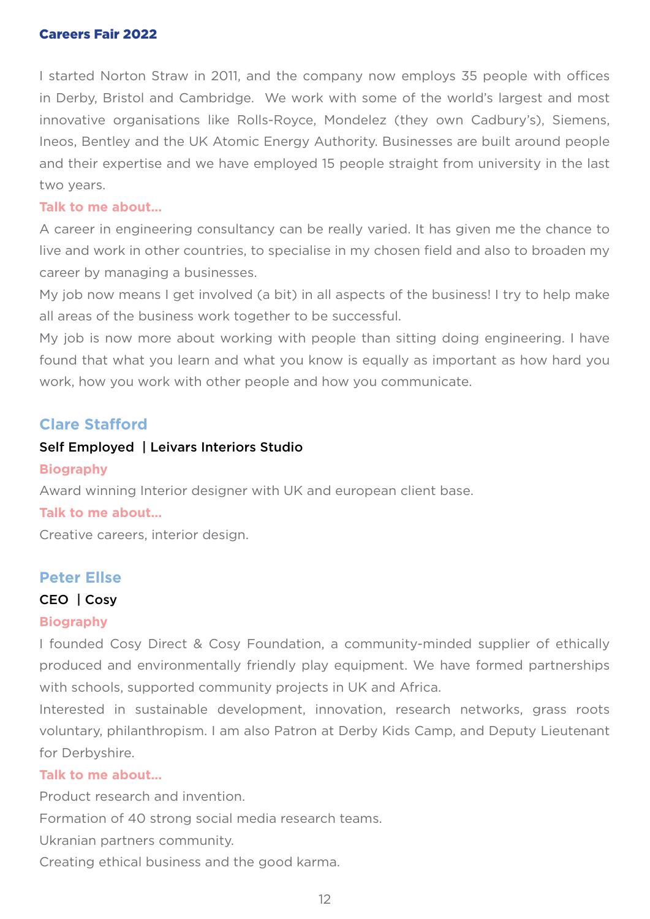I started Norton Straw in 2011, and the company now employs 35 people with offices in Derby, Bristol and Cambridge.  We work with some of the world's largest and most innovative organisations like Rolls-Royce, Mondelez (they own Cadbury's), Siemens, Ineos, Bentley and the UK Atomic Energy Authority. Businesses are built around people and their expertise and we have employed 15 people straight from university in the last two years.

**Talk to me about...**

A career in engineering consultancy can be really varied. It has given me the chance to live and work in other countries, to specialise in my chosen field and also to broaden my career by managing a businesses.

My job now means I get involved (a bit) in all aspects of the business! I try to help make all areas of the business work together to be successful.

My job is now more about working with people than sitting doing engineering. I have found that what you learn and what you know is equally as important as how hard you work, how you work with other people and how you communicate.

## Clare Stafford

**Self Employed  | Leivars Interiors Studio**

**Biography**

Award winning Interior designer with UK and european client base.

**Talk to me about...**

Creative careers, interior design.

## Peter Ellse

**CEO  | Cosy**

**Biography**

I founded Cosy Direct & Cosy Foundation, a community-minded supplier of ethically produced and environmentally friendly play equipment. We have formed partnerships with schools, supported community projects in UK and Africa.

Interested in sustainable development, innovation, research networks, grass roots voluntary, philanthropism. I am also Patron at Derby Kids Camp, and Deputy Lieutenant for Derbyshire.

**Talk to me about...**

Product research and invention.

Formation of 40 strong social media research teams.

Ukranian partners community.

Creating ethical business and the good karma.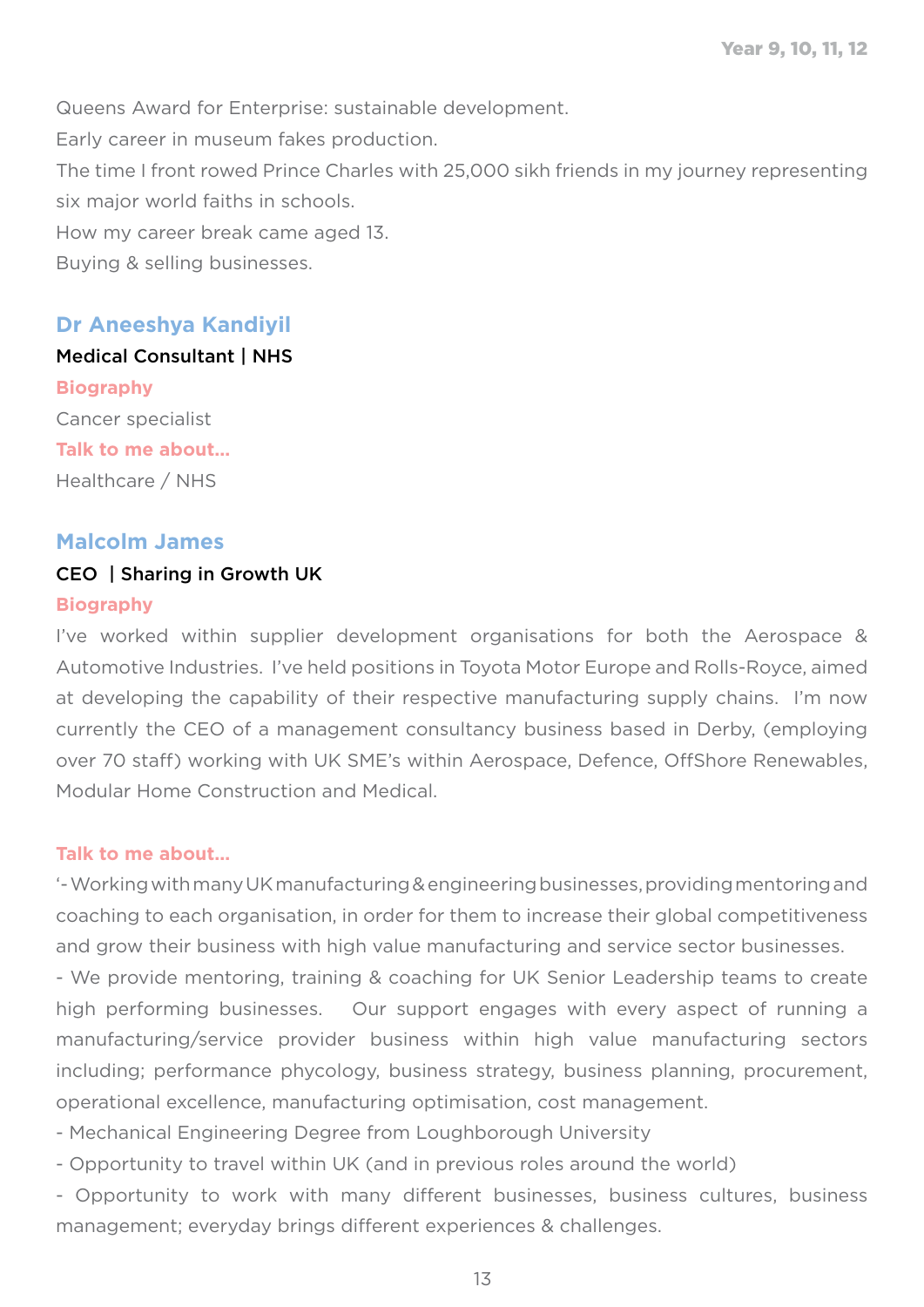Queens Award for Enterprise: sustainable development.

Early career in museum fakes production.

The time I front rowed Prince Charles with 25,000 sikh friends in my journey representing six major world faiths in schools.

How my career break came aged 13.

Buying & selling businesses.

## Dr Aneeshya Kandiyil

**Medical Consultant | NHS**

**Biography**

Cancer specialist

**Talk to me about...**

Healthcare / NHS

## Malcolm James

**CEO | Sharing in Growth UK**

**Biography**

I've worked within supplier development organisations for both the Aerospace & Automotive Industries. I've held positions in Toyota Motor Europe and Rolls-Royce, aimed at developing the capability of their respective manufacturing supply chains. I'm now currently the CEO of a management consultancy business based in Derby, (employing over 70 staff) working with UK SME's within Aerospace, Defence, OffShore Renewables, Modular Home Construction and Medical.

**Talk to me about...**

'- Working with many UK manufacturing & engineering businesses, providing mentoring and coaching to each organisation, in order for them to increase their global competitiveness and grow their business with high value manufacturing and service sector businesses.

- We provide mentoring, training & coaching for UK Senior Leadership teams to create high performing businesses. Our support engages with every aspect of running a manufacturing/service provider business within high value manufacturing sectors including; performance phycology, business strategy, business planning, procurement, operational excellence, manufacturing optimisation, cost management.
- Mechanical Engineering Degree from Loughborough University
- Opportunity to travel within UK (and in previous roles around the world)
- Opportunity to work with many different businesses, business cultures, business management; everyday brings different experiences & challenges.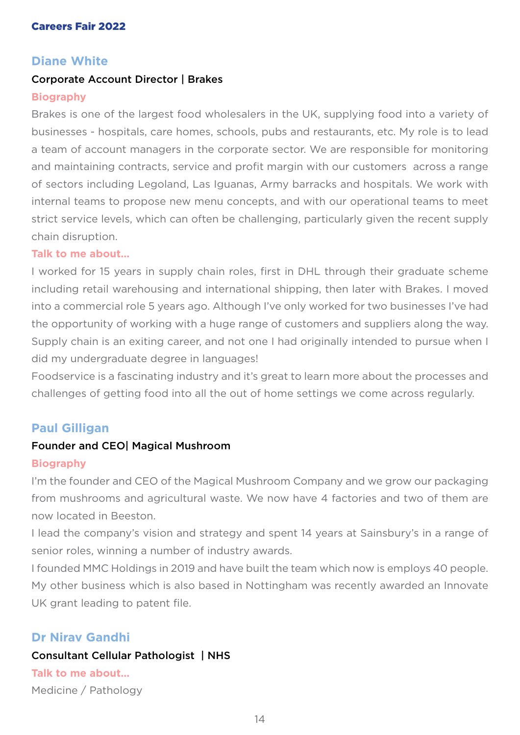## Diane White

**Corporate Account Director | Brakes**

### Biography

Brakes is one of the largest food wholesalers in the UK, supplying food into a variety of businesses - hospitals, care homes, schools, pubs and restaurants, etc. My role is to lead a team of account managers in the corporate sector. We are responsible for monitoring and maintaining contracts, service and profit margin with our customers across a range of sectors including Legoland, Las Iguanas, Army barracks and hospitals. We work with internal teams to propose new menu concepts, and with our operational teams to meet strict service levels, which can often be challenging, particularly given the recent supply chain disruption.

### Talk to me about...

I worked for 15 years in supply chain roles, first in DHL through their graduate scheme including retail warehousing and international shipping, then later with Brakes. I moved into a commercial role 5 years ago. Although I've only worked for two businesses I've had the opportunity of working with a huge range of customers and suppliers along the way. Supply chain is an exiting career, and not one I had originally intended to pursue when I did my undergraduate degree in languages!

Foodservice is a fascinating industry and it's great to learn more about the processes and challenges of getting food into all the out of home settings we come across regularly.

## Paul Gilligan

**Founder and CEO| Magical Mushroom**

### Biography

I'm the founder and CEO of the Magical Mushroom Company and we grow our packaging from mushrooms and agricultural waste. We now have 4 factories and two of them are now located in Beeston.

I lead the company's vision and strategy and spent 14 years at Sainsbury's in a range of senior roles, winning a number of industry awards.

I founded MMC Holdings in 2019 and have built the team which now is employs 40 people. My other business which is also based in Nottingham was recently awarded an Innovate UK grant leading to patent file.

## Dr Nirav Gandhi

**Consultant Cellular Pathologist | NHS**

### Talk to me about...

Medicine / Pathology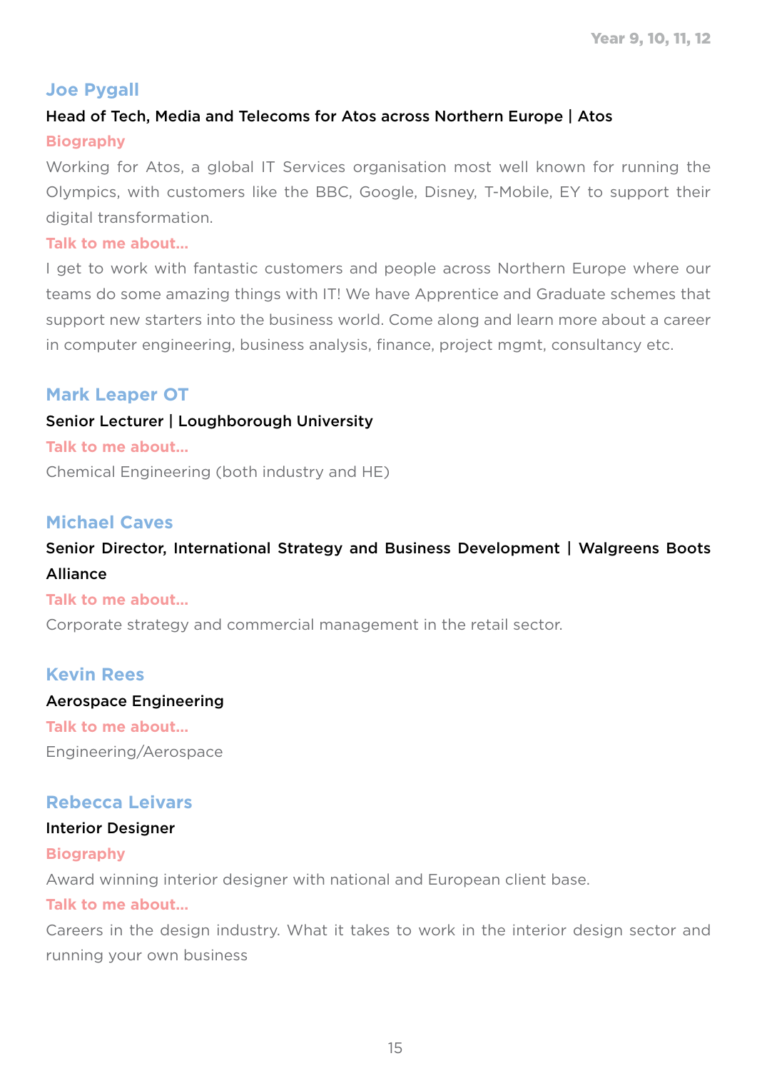## Joe Pygall

**Head of Tech, Media and Telecoms for Atos across Northern Europe | Atos**

**Biography**

Working for Atos, a global IT Services organisation most well known for running the Olympics, with customers like the BBC, Google, Disney, T-Mobile, EY to support their digital transformation.

**Talk to me about...**

I get to work with fantastic customers and people across Northern Europe where our teams do some amazing things with IT! We have Apprentice and Graduate schemes that support new starters into the business world. Come along and learn more about a career in computer engineering, business analysis, finance, project mgmt, consultancy etc.

## Mark Leaper OT

**Senior Lecturer | Loughborough University**

**Talk to me about...**

Chemical Engineering (both industry and HE)

## Michael Caves

**Senior Director, International Strategy and Business Development | Walgreens Boots Alliance**

**Talk to me about...**

Corporate strategy and commercial management in the retail sector.

## Kevin Rees

**Aerospace Engineering**

**Talk to me about...**

Engineering/Aerospace

## Rebecca Leivars

**Interior Designer**

**Biography**

Award winning interior designer with national and European client base.

**Talk to me about...**

Careers in the design industry. What it takes to work in the interior design sector and running your own business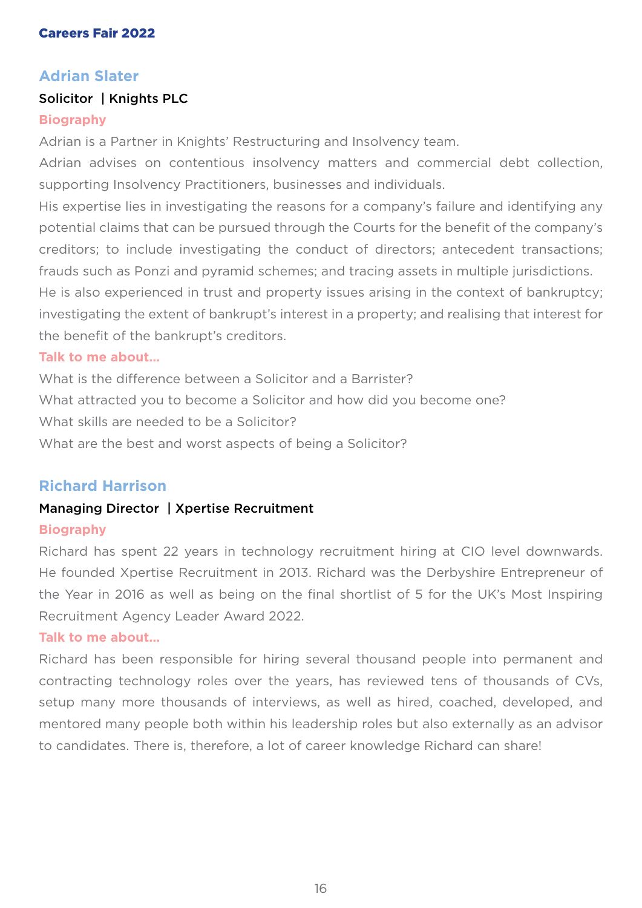## Adrian Slater

**Solicitor | Knights PLC**

### Biography

Adrian is a Partner in Knights' Restructuring and Insolvency team.

Adrian advises on contentious insolvency matters and commercial debt collection, supporting Insolvency Practitioners, businesses and individuals.

His expertise lies in investigating the reasons for a company's failure and identifying any potential claims that can be pursued through the Courts for the benefit of the company's creditors; to include investigating the conduct of directors; antecedent transactions; frauds such as Ponzi and pyramid schemes; and tracing assets in multiple jurisdictions.

He is also experienced in trust and property issues arising in the context of bankruptcy; investigating the extent of bankrupt's interest in a property; and realising that interest for the benefit of the bankrupt's creditors.

### Talk to me about...

What is the difference between a Solicitor and a Barrister?

What attracted you to become a Solicitor and how did you become one?

What skills are needed to be a Solicitor?

What are the best and worst aspects of being a Solicitor?

## Richard Harrison

**Managing Director | Xpertise Recruitment**

### Biography

Richard has spent 22 years in technology recruitment hiring at CIO level downwards. He founded Xpertise Recruitment in 2013. Richard was the Derbyshire Entrepreneur of the Year in 2016 as well as being on the final shortlist of 5 for the UK's Most Inspiring Recruitment Agency Leader Award 2022.

### Talk to me about...

Richard has been responsible for hiring several thousand people into permanent and contracting technology roles over the years, has reviewed tens of thousands of CVs, setup many more thousands of interviews, as well as hired, coached, developed, and mentored many people both within his leadership roles but also externally as an advisor to candidates. There is, therefore, a lot of career knowledge Richard can share!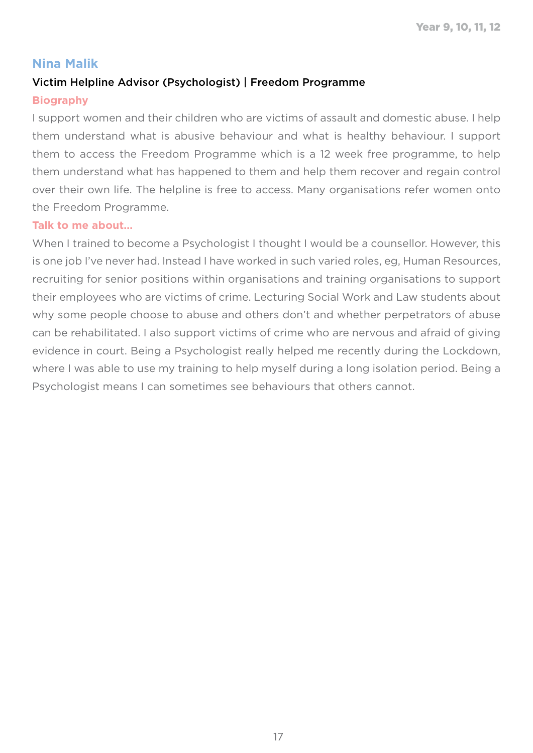## Nina Malik

**Victim Helpline Advisor (Psychologist) | Freedom Programme**

### Biography

I support women and their children who are victims of assault and domestic abuse. I help them understand what is abusive behaviour and what is healthy behaviour. I support them to access the Freedom Programme which is a 12 week free programme, to help them understand what has happened to them and help them recover and regain control over their own life. The helpline is free to access. Many organisations refer women onto the Freedom Programme.

### Talk to me about...

When I trained to become a Psychologist I thought I would be a counsellor. However, this is one job I've never had. Instead I have worked in such varied roles, eg, Human Resources, recruiting for senior positions within organisations and training organisations to support their employees who are victims of crime. Lecturing Social Work and Law students about why some people choose to abuse and others don't and whether perpetrators of abuse can be rehabilitated. I also support victims of crime who are nervous and afraid of giving evidence in court. Being a Psychologist really helped me recently during the Lockdown, where I was able to use my training to help myself during a long isolation period. Being a Psychologist means I can sometimes see behaviours that others cannot.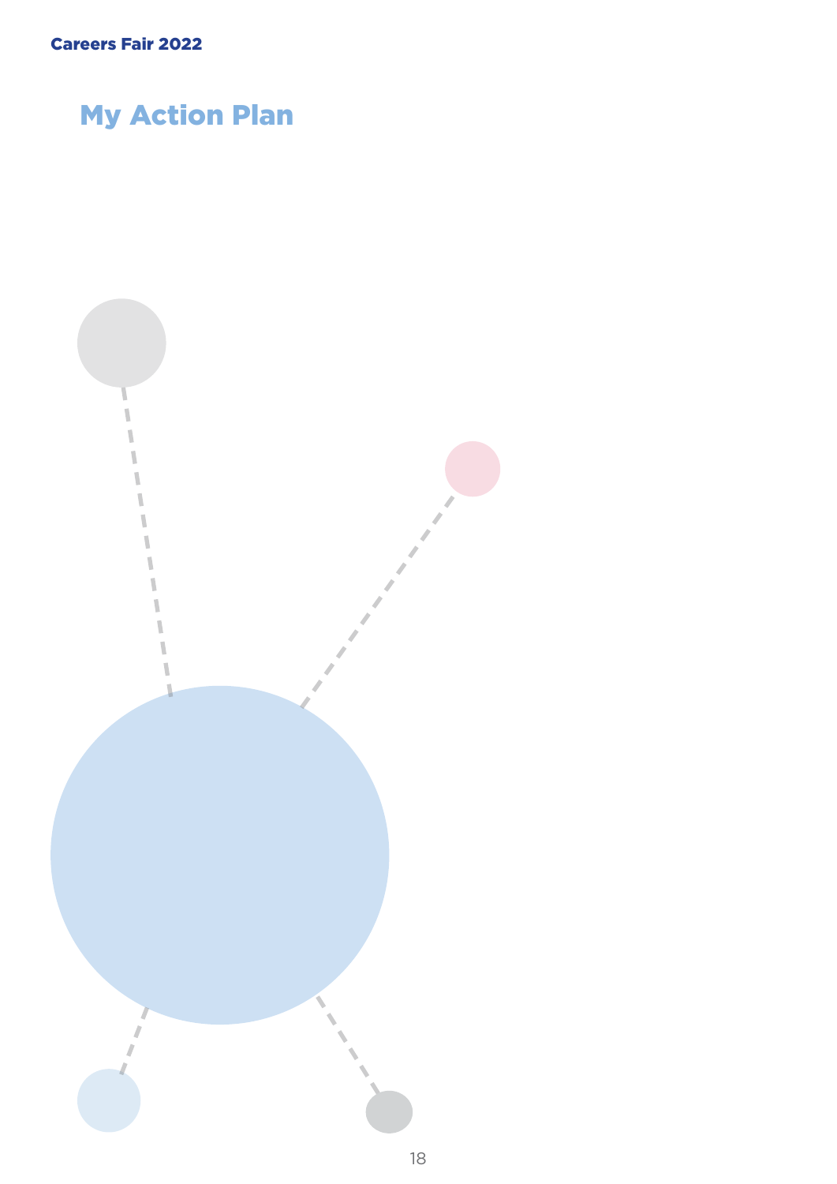# My Action Plan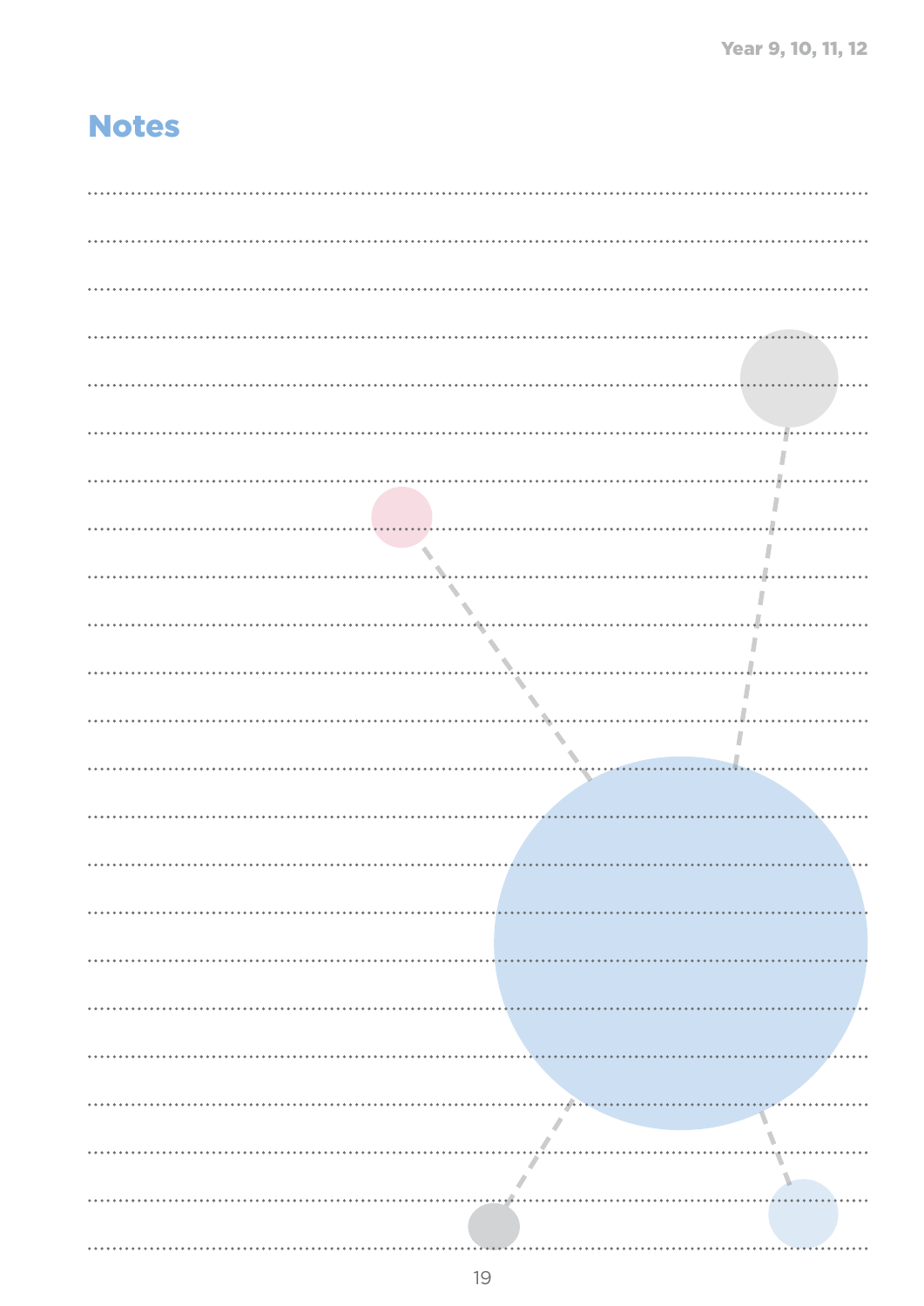## Notes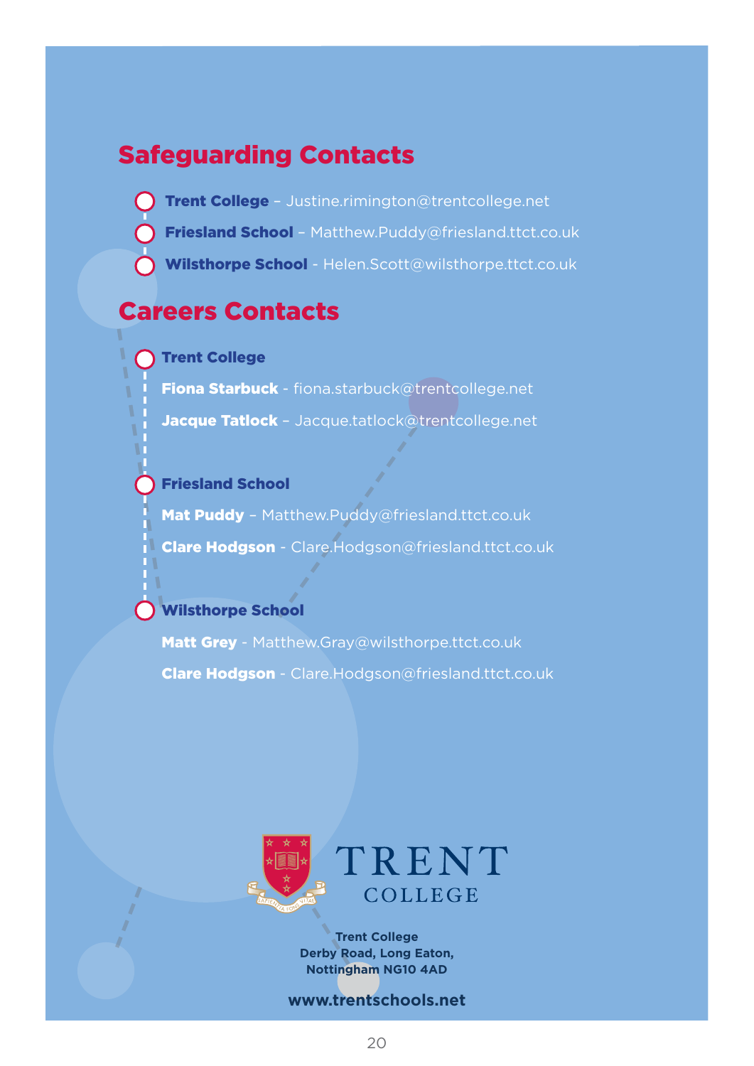## Safeguarding Contacts

- **Trent College** – Justine.rimington@trentcollege.net
- **Friesland School** – Matthew.Puddy@friesland.ttct.co.uk
- **Wilsthorpe School** - Helen.Scott@wilsthorpe.ttct.co.uk

## Careers Contacts

**Trent College**

**Fiona Starbuck** - fiona.starbuck@trentcollege.net

**Jacque Tatlock** – Jacque.tatlock@trentcollege.net

**Friesland School**

**Mat Puddy** – Matthew.Puddy@friesland.ttct.co.uk

**Clare Hodgson** - Clare.Hodgson@friesland.ttct.co.uk

**Wilsthorpe School**

**Matt Grey** - Matthew.Gray@wilsthorpe.ttct.co.uk

**Clare Hodgson** - Clare.Hodgson@friesland.ttct.co.uk

TRENT COLLEGE

SAPIENTIA FONS VITAE

**Trent College**
**Derby Road, Long Eaton,**
**Nottingham NG10 4AD**

**www.trentschools.net**